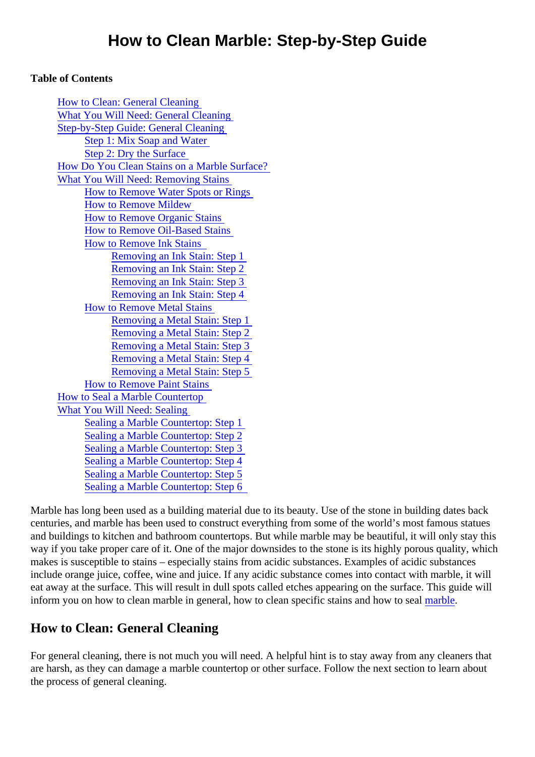# How to Clean Marble: Step-by-Step Guide

**Table of Contents**

- How to Clean: General Cleaning
- What You Will Need: General Cleaning
- Step-by-Step Guide: General Cleaning
  - Step 1: Mix Soap and Water
  - Step 2: Dry the Surface
- How Do You Clean Stains on a Marble Surface?
- What You Will Need: Removing Stains
  - How to Remove Water Spots or Rings
  - How to Remove Mildew
  - How to Remove Organic Stains
  - How to Remove Oil-Based Stains
  - How to Remove Ink Stains
    - Removing an Ink Stain: Step 1
    - Removing an Ink Stain: Step 2
    - Removing an Ink Stain: Step 3
    - Removing an Ink Stain: Step 4
  - How to Remove Metal Stains
    - Removing a Metal Stain: Step 1
    - Removing a Metal Stain: Step 2
    - Removing a Metal Stain: Step 3
    - Removing a Metal Stain: Step 4
    - Removing a Metal Stain: Step 5
  - How to Remove Paint Stains
- How to Seal a Marble Countertop
- What You Will Need: Sealing
  - Sealing a Marble Countertop: Step 1
  - Sealing a Marble Countertop: Step 2
  - Sealing a Marble Countertop: Step 3
  - Sealing a Marble Countertop: Step 4
  - Sealing a Marble Countertop: Step 5
  - Sealing a Marble Countertop: Step 6

Marble has long been used as a building material due to its beauty. Use of the stone in building dates back centuries, and marble has been used to construct everything from some of the world's most famous statues and buildings to kitchen and bathroom countertops. But while marble may be beautiful, it will only stay this way if you take proper care of it. One of the major downsides to the stone is its highly porous quality, which makes is susceptible to stains – especially stains from acidic substances. Examples of acidic substances include orange juice, coffee, wine and juice. If any acidic substance comes into contact with marble, it will eat away at the surface. This will result in dull spots called etches appearing on the surface. This guide will inform you on how to clean marble in general, how to clean specific stains and how to seal marble.

## How to Clean: General Cleaning

For general cleaning, there is not much you will need. A helpful hint is to stay away from any cleaners that are harsh, as they can damage a marble countertop or other surface. Follow the next section to learn about the process of general cleaning.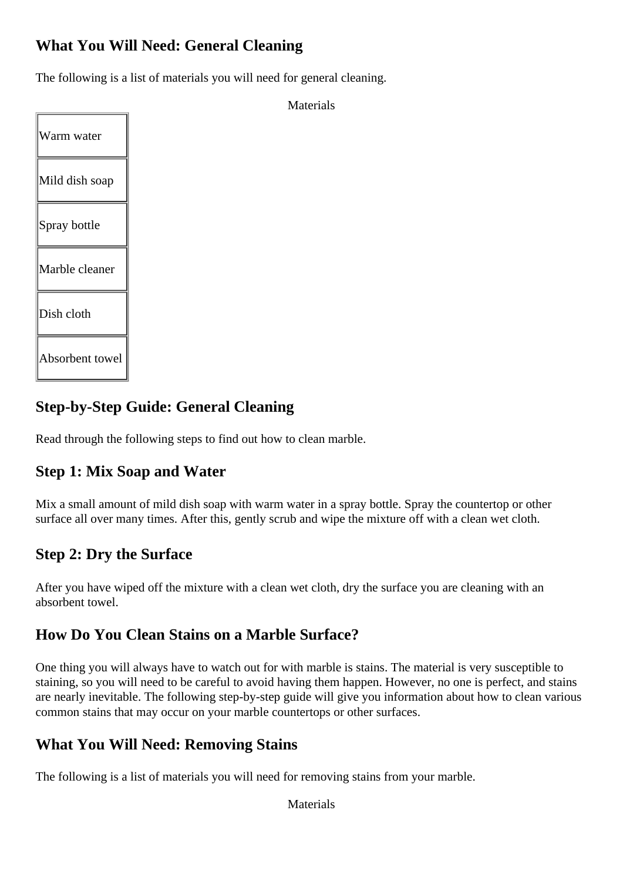## What You Will Need: General Cleaning

The following is a list of materials you will need for general cleaning.

| Materials |
|---|
| Warm water |
| Mild dish soap |
| Spray bottle |
| Marble cleaner |
| Dish cloth |
| Absorbent towel |

## Step-by-Step Guide: General Cleaning

Read through the following steps to find out how to clean marble.

## Step 1: Mix Soap and Water

Mix a small amount of mild dish soap with warm water in a spray bottle. Spray the countertop or other surface all over many times. After this, gently scrub and wipe the mixture off with a clean wet cloth.

## Step 2: Dry the Surface

After you have wiped off the mixture with a clean wet cloth, dry the surface you are cleaning with an absorbent towel.

## How Do You Clean Stains on a Marble Surface?

One thing you will always have to watch out for with marble is stains. The material is very susceptible to staining, so you will need to be careful to avoid having them happen. However, no one is perfect, and stains are nearly inevitable. The following step-by-step guide will give you information about how to clean various common stains that may occur on your marble countertops or other surfaces.

## What You Will Need: Removing Stains

The following is a list of materials you will need for removing stains from your marble.

Materials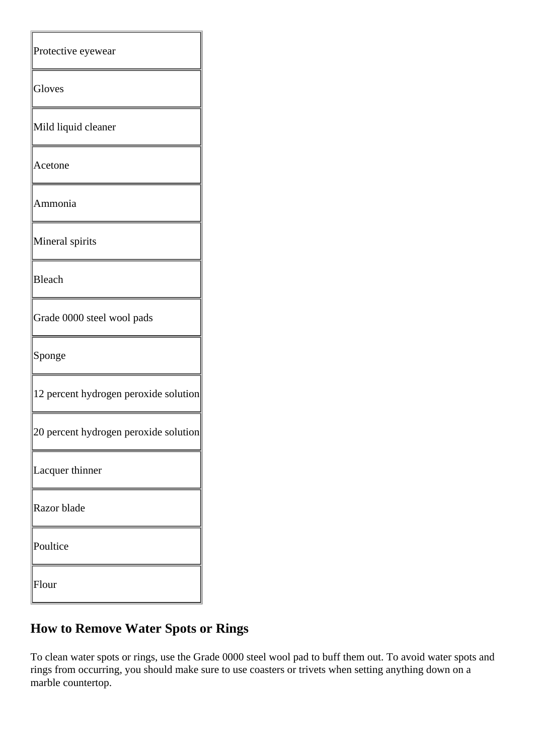| Protective eyewear |
|---|
| Gloves |
| Mild liquid cleaner |
| Acetone |
| Ammonia |
| Mineral spirits |
| Bleach |
| Grade 0000 steel wool pads |
| Sponge |
| 12 percent hydrogen peroxide solution |
| 20 percent hydrogen peroxide solution |
| Lacquer thinner |
| Razor blade |
| Poultice |
| Flour |

## How to Remove Water Spots or Rings

To clean water spots or rings, use the Grade 0000 steel wool pad to buff them out. To avoid water spots and rings from occurring, you should make sure to use coasters or trivets when setting anything down on a marble countertop.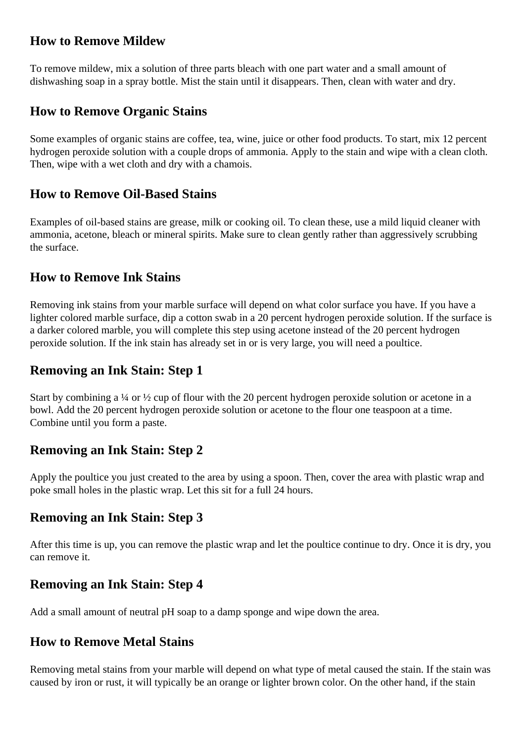## How to Remove Mildew

To remove mildew, mix a solution of three parts bleach with one part water and a small amount of dishwashing soap in a spray bottle. Mist the stain until it disappears. Then, clean with water and dry.

## How to Remove Organic Stains

Some examples of organic stains are coffee, tea, wine, juice or other food products. To start, mix 12 percent hydrogen peroxide solution with a couple drops of ammonia. Apply to the stain and wipe with a clean cloth. Then, wipe with a wet cloth and dry with a chamois.

## How to Remove Oil-Based Stains

Examples of oil-based stains are grease, milk or cooking oil. To clean these, use a mild liquid cleaner with ammonia, acetone, bleach or mineral spirits. Make sure to clean gently rather than aggressively scrubbing the surface.

## How to Remove Ink Stains

Removing ink stains from your marble surface will depend on what color surface you have. If you have a lighter colored marble surface, dip a cotton swab in a 20 percent hydrogen peroxide solution. If the surface is a darker colored marble, you will complete this step using acetone instead of the 20 percent hydrogen peroxide solution. If the ink stain has already set in or is very large, you will need a poultice.

## Removing an Ink Stain: Step 1

Start by combining a ¼ or ½ cup of flour with the 20 percent hydrogen peroxide solution or acetone in a bowl. Add the 20 percent hydrogen peroxide solution or acetone to the flour one teaspoon at a time. Combine until you form a paste.

## Removing an Ink Stain: Step 2

Apply the poultice you just created to the area by using a spoon. Then, cover the area with plastic wrap and poke small holes in the plastic wrap. Let this sit for a full 24 hours.

## Removing an Ink Stain: Step 3

After this time is up, you can remove the plastic wrap and let the poultice continue to dry. Once it is dry, you can remove it.

## Removing an Ink Stain: Step 4

Add a small amount of neutral pH soap to a damp sponge and wipe down the area.

## How to Remove Metal Stains

Removing metal stains from your marble will depend on what type of metal caused the stain. If the stain was caused by iron or rust, it will typically be an orange or lighter brown color. On the other hand, if the stain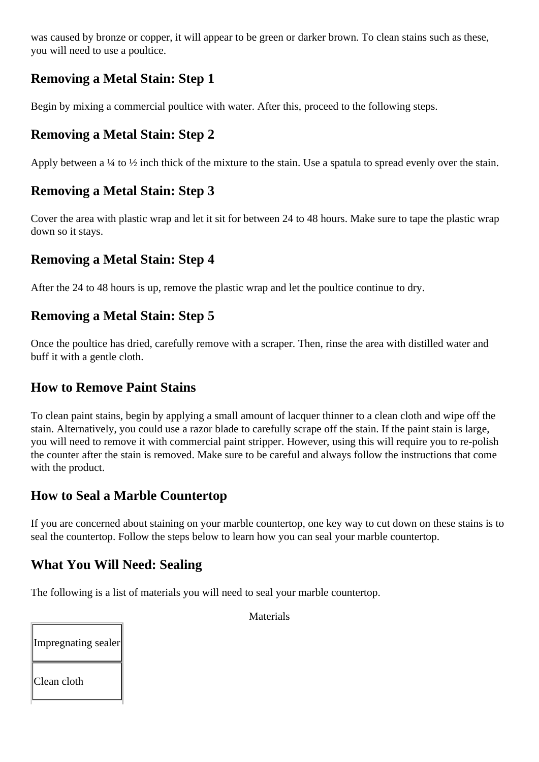was caused by bronze or copper, it will appear to be green or darker brown. To clean stains such as these, you will need to use a poultice.

## Removing a Metal Stain: Step 1

Begin by mixing a commercial poultice with water. After this, proceed to the following steps.

## Removing a Metal Stain: Step 2

Apply between a ¼ to ½ inch thick of the mixture to the stain. Use a spatula to spread evenly over the stain.

## Removing a Metal Stain: Step 3

Cover the area with plastic wrap and let it sit for between 24 to 48 hours. Make sure to tape the plastic wrap down so it stays.

## Removing a Metal Stain: Step 4

After the 24 to 48 hours is up, remove the plastic wrap and let the poultice continue to dry.

## Removing a Metal Stain: Step 5

Once the poultice has dried, carefully remove with a scraper. Then, rinse the area with distilled water and buff it with a gentle cloth.

## How to Remove Paint Stains

To clean paint stains, begin by applying a small amount of lacquer thinner to a clean cloth and wipe off the stain. Alternatively, you could use a razor blade to carefully scrape off the stain. If the paint stain is large, you will need to remove it with commercial paint stripper. However, using this will require you to re-polish the counter after the stain is removed. Make sure to be careful and always follow the instructions that come with the product.

## How to Seal a Marble Countertop

If you are concerned about staining on your marble countertop, one key way to cut down on these stains is to seal the countertop. Follow the steps below to learn how you can seal your marble countertop.

## What You Will Need: Sealing

The following is a list of materials you will need to seal your marble countertop.

| Materials |
|---|
| Impregnating sealer |
| Clean cloth |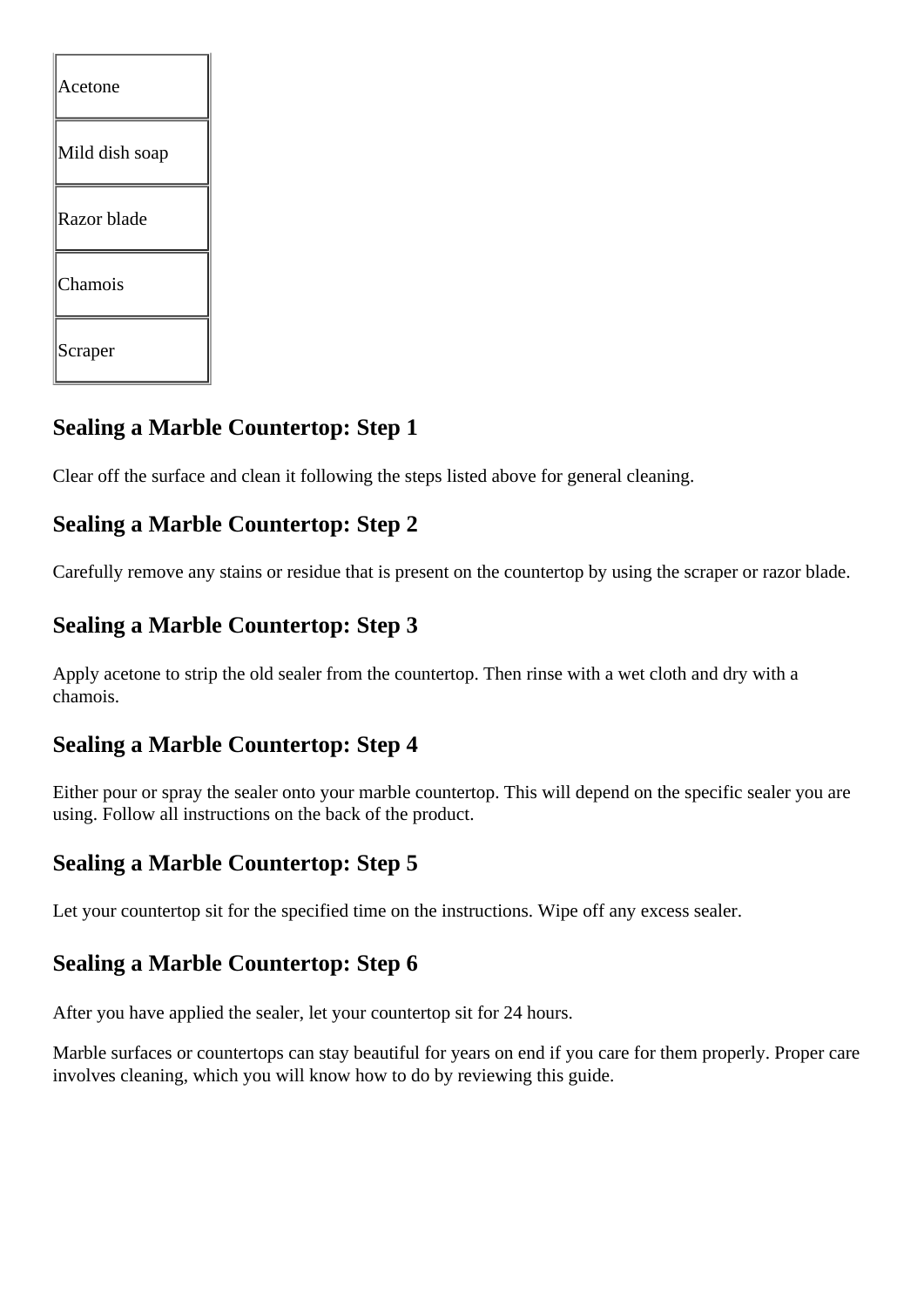| |
|---|
| Acetone |
| Mild dish soap |
| Razor blade |
| Chamois |
| Scraper |

## Sealing a Marble Countertop: Step 1

Clear off the surface and clean it following the steps listed above for general cleaning.

## Sealing a Marble Countertop: Step 2

Carefully remove any stains or residue that is present on the countertop by using the scraper or razor blade.

## Sealing a Marble Countertop: Step 3

Apply acetone to strip the old sealer from the countertop. Then rinse with a wet cloth and dry with a chamois.

## Sealing a Marble Countertop: Step 4

Either pour or spray the sealer onto your marble countertop. This will depend on the specific sealer you are using. Follow all instructions on the back of the product.

## Sealing a Marble Countertop: Step 5

Let your countertop sit for the specified time on the instructions. Wipe off any excess sealer.

## Sealing a Marble Countertop: Step 6

After you have applied the sealer, let your countertop sit for 24 hours.

Marble surfaces or countertops can stay beautiful for years on end if you care for them properly. Proper care involves cleaning, which you will know how to do by reviewing this guide.